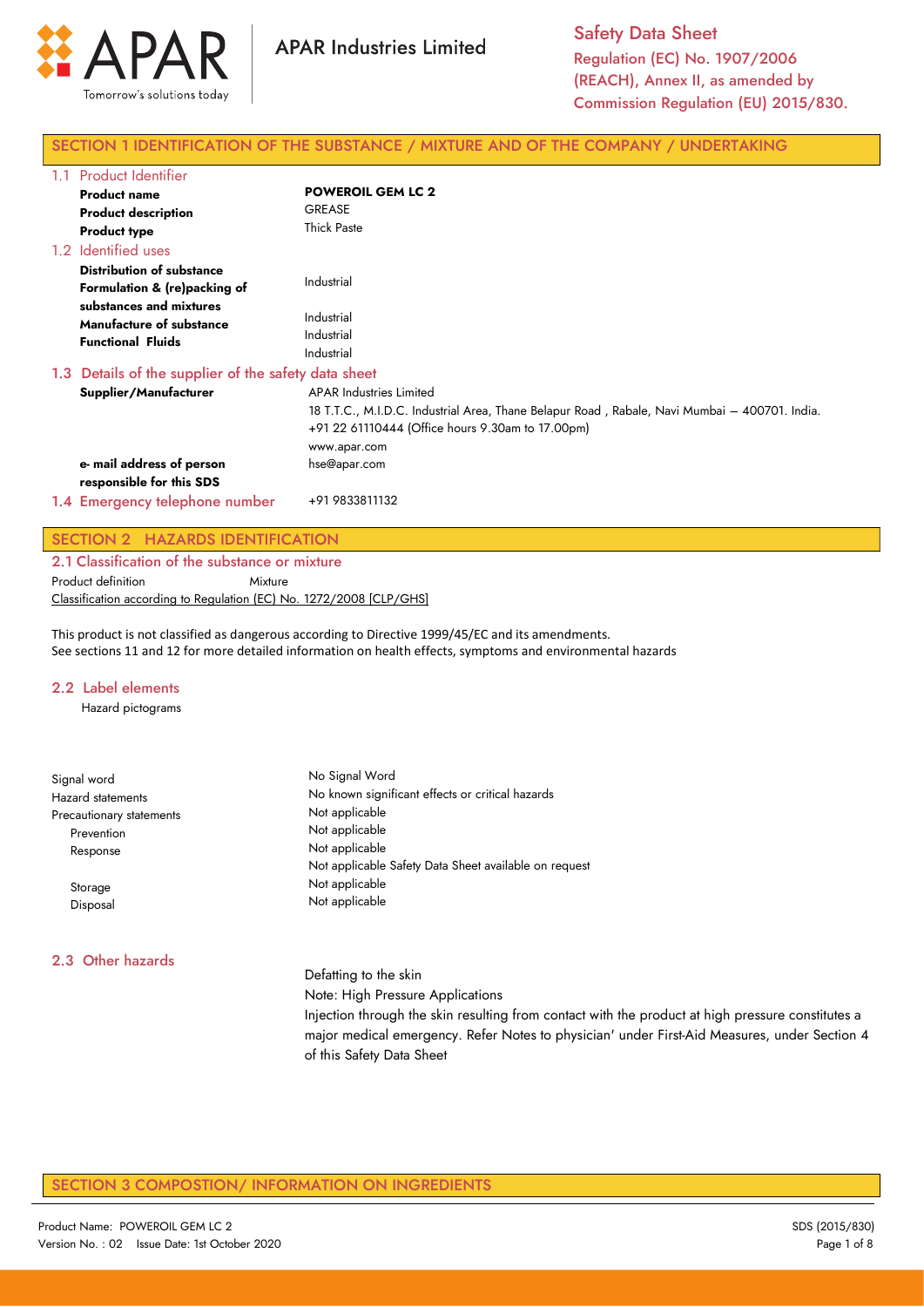APAR Industries Limited

Safety Data Sheet
Regulation (EC) No. 1907/2006 (REACH), Annex II, as amended by Commission Regulation (EU) 2015/830.

## SECTION 1 IDENTIFICATION OF THE SUBSTANCE / MIXTURE AND OF THE COMPANY / UNDERTAKING

### 1.1 Product Identifier

| | |
|---|---|
| **Product name** | **POWEROIL GEM LC 2** |
| **Product description** | GREASE |
| **Product type** | Thick Paste |

### 1.2 Identified uses

| | |
|---|---|
| **Distribution of substance** | Industrial |
| **Formulation & (re)packing of substances and mixtures** | Industrial |
| **Manufacture of substance** | Industrial |
| **Functional Fluids** | Industrial |

### 1.3 Details of the supplier of the safety data sheet

| | |
|---|---|
| **Supplier/Manufacturer** | APAR Industries Limited<br>18 T.T.C., M.I.D.C. Industrial Area, Thane Belapur Road , Rabale, Navi Mumbai – 400701. India.<br>+91 22 61110444 (Office hours 9.30am to 17.00pm)<br>www.apar.com |
| **e- mail address of person responsible for this SDS** | hse@apar.com |

### 1.4 Emergency telephone number

+91 9833811132

## SECTION 2 HAZARDS IDENTIFICATION

### 2.1 Classification of the substance or mixture

Product definition: Mixture

Classification according to Regulation (EC) No. 1272/2008 [CLP/GHS]

This product is not classified as dangerous according to Directive 1999/45/EC and its amendments.
See sections 11 and 12 for more detailed information on health effects, symptoms and environmental hazards

### 2.2 Label elements

Hazard pictograms

| | |
|---|---|
| Signal word | No Signal Word |
| Hazard statements | No known significant effects or critical hazards |
| Precautionary statements | Not applicable |
| Prevention | Not applicable |
| Response | Not applicable<br>Not applicable Safety Data Sheet available on request |
| Storage | Not applicable |
| Disposal | Not applicable |

### 2.3 Other hazards

Defatting to the skin

Note: High Pressure Applications

Injection through the skin resulting from contact with the product at high pressure constitutes a major medical emergency. Refer Notes to physician' under First-Aid Measures, under Section 4 of this Safety Data Sheet

## SECTION 3 COMPOSTION/ INFORMATION ON INGREDIENTS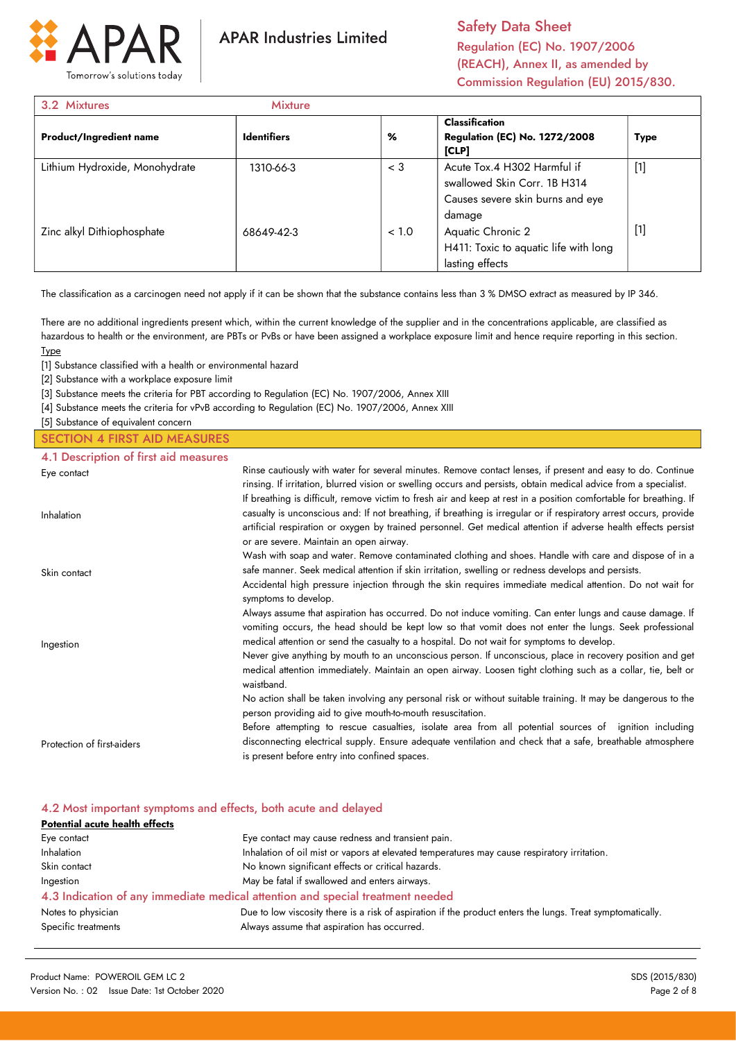| 3.2 Mixtures | Mixture | | | |
|---|---|---|---|---|
| **Product/Ingredient name** | **Identifiers** | **%** | **Classification Regulation (EC) No. 1272/2008 [CLP]** | **Type** |
| Lithium Hydroxide, Monohydrate | 1310-66-3 | < 3 | Acute Tox.4 H302 Harmful if swallowed Skin Corr. 1B H314 Causes severe skin burns and eye damage | [1] |
| Zinc alkyl Dithiophosphate | 68649-42-3 | < 1.0 | Aquatic Chronic 2 H411: Toxic to aquatic life with long lasting effects | [1] |

The classification as a carcinogen need not apply if it can be shown that the substance contains less than 3 % DMSO extract as measured by IP 346.

There are no additional ingredients present which, within the current knowledge of the supplier and in the concentrations applicable, are classified as hazardous to health or the environment, are PBTs or PvBs or have been assigned a workplace exposure limit and hence require reporting in this section.

Type

[1] Substance classified with a health or environmental hazard

[2] Substance with a workplace exposure limit

[3] Substance meets the criteria for PBT according to Regulation (EC) No. 1907/2006, Annex XIII

[4] Substance meets the criteria for vPvB according to Regulation (EC) No. 1907/2006, Annex XIII

[5] Substance of equivalent concern

## SECTION 4 FIRST AID MEASURES

### 4.1 Description of first aid measures

**Eye contact**: Rinse cautiously with water for several minutes. Remove contact lenses, if present and easy to do. Continue rinsing. If irritation, blurred vision or swelling occurs and persists, obtain medical advice from a specialist.

**Inhalation**: If breathing is difficult, remove victim to fresh air and keep at rest in a position comfortable for breathing. If casualty is unconscious and: If not breathing, if breathing is irregular or if respiratory arrest occurs, provide artificial respiration or oxygen by trained personnel. Get medical attention if adverse health effects persist or are severe. Maintain an open airway.

**Skin contact**: Wash with soap and water. Remove contaminated clothing and shoes. Handle with care and dispose of in a safe manner. Seek medical attention if skin irritation, swelling or redness develops and persists.
Accidental high pressure injection through the skin requires immediate medical attention. Do not wait for symptoms to develop.

**Ingestion**: Always assume that aspiration has occurred. Do not induce vomiting. Can enter lungs and cause damage. If vomiting occurs, the head should be kept low so that vomit does not enter the lungs. Seek professional medical attention or send the casualty to a hospital. Do not wait for symptoms to develop.
Never give anything by mouth to an unconscious person. If unconscious, place in recovery position and get medical attention immediately. Maintain an open airway. Loosen tight clothing such as a collar, tie, belt or waistband.

**Protection of first-aiders**: No action shall be taken involving any personal risk or without suitable training. It may be dangerous to the person providing aid to give mouth-to-mouth resuscitation.
Before attempting to rescue casualties, isolate area from all potential sources of ignition including disconnecting electrical supply. Ensure adequate ventilation and check that a safe, breathable atmosphere is present before entry into confined spaces.

### 4.2 Most important symptoms and effects, both acute and delayed

**Potential acute health effects**

| | |
|---|---|
| Eye contact | Eye contact may cause redness and transient pain. |
| Inhalation | Inhalation of oil mist or vapors at elevated temperatures may cause respiratory irritation. |
| Skin contact | No known significant effects or critical hazards. |
| Ingestion | May be fatal if swallowed and enters airways. |

### 4.3 Indication of any immediate medical attention and special treatment needed

| | |
|---|---|
| Notes to physician | Due to low viscosity there is a risk of aspiration if the product enters the lungs. Treat symptomatically. |
| Specific treatments | Always assume that aspiration has occurred. |

Product Name: POWEROIL GEM LC 2
Version No. : 02 Issue Date: 1st October 2020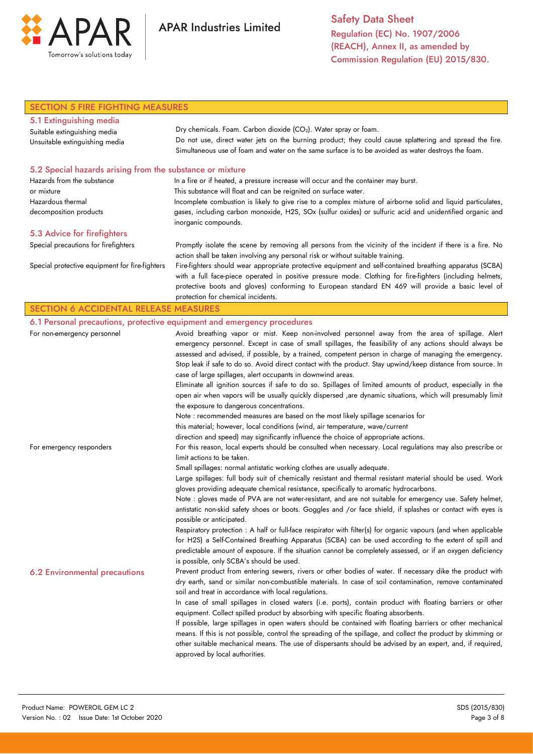## SECTION 5 FIRE FIGHTING MEASURES

### 5.1 Extinguishing media

| | |
|---|---|
| Suitable extinguishing media | Dry chemicals. Foam. Carbon dioxide ($CO_2$). Water spray or foam. |
| Unsuitable extinguishing media | Do not use, direct water jets on the burning product; they could cause splattering and spread the fire. Simultaneous use of foam and water on the same surface is to be avoided as water destroys the foam. |

### 5.2 Special hazards arising from the substance or mixture

| | |
|---|---|
| Hazards from the substance or mixture | In a fire or if heated, a pressure increase will occur and the container may burst. This substance will float and can be reignited on surface water. |
| Hazardous thermal decomposition products | Incomplete combustion is likely to give rise to a complex mixture of airborne solid and liquid particulates, gases, including carbon monoxide, H2S, SOx (sulfur oxides) or sulfuric acid and unidentified organic and inorganic compounds. |

### 5.3 Advice for firefighters

| | |
|---|---|
| Special precautions for firefighters | Promptly isolate the scene by removing all persons from the vicinity of the incident if there is a fire. No action shall be taken involving any personal risk or without suitable training. |
| Special protective equipment for fire-fighters | Fire-fighters should wear appropriate protective equipment and self-contained breathing apparatus (SCBA) with a full face-piece operated in positive pressure mode. Clothing for fire-fighters (including helmets, protective boots and gloves) conforming to European standard EN 469 will provide a basic level of protection for chemical incidents. |

## SECTION 6 ACCIDENTAL RELEASE MEASURES

### 6.1 Personal precautions, protective equipment and emergency procedures

**For non-emergency personnel**

Avoid breathing vapor or mist. Keep non-involved personnel away from the area of spillage. Alert emergency personnel. Except in case of small spillages, the feasibility of any actions should always be assessed and advised, if possible, by a trained, competent person in charge of managing the emergency. Stop leak if safe to do so. Avoid direct contact with the product. Stay upwind/keep distance from source. In case of large spillages, alert occupants in downwind areas.

Eliminate all ignition sources if safe to do so. Spillages of limited amounts of product, especially in the open air when vapors will be usually quickly dispersed ,are dynamic situations, which will presumably limit the exposure to dangerous concentrations.

Note : recommended measures are based on the most likely spillage scenarios for this material; however, local conditions (wind, air temperature, wave/current direction and speed) may significantly influence the choice of appropriate actions.

**For emergency responders**

For this reason, local experts should be consulted when necessary. Local regulations may also prescribe or limit actions to be taken.

Small spillages: normal antistatic working clothes are usually adequate.

Large spillages: full body suit of chemically resistant and thermal resistant material should be used. Work gloves providing adequate chemical resistance, specifically to aromatic hydrocarbons.

Note : gloves made of PVA are not water-resistant, and are not suitable for emergency use. Safety helmet, antistatic non-skid safety shoes or boots. Goggles and /or face shield, if splashes or contact with eyes is possible or anticipated.

Respiratory protection : A half or full-face respirator with filter(s) for organic vapours (and when applicable for H2S) a Self-Contained Breathing Apparatus (SCBA) can be used according to the extent of spill and predictable amount of exposure. If the situation cannot be completely assessed, or if an oxygen deficiency is possible, only SCBA's should be used.

### 6.2 Environmental precautions

Prevent product from entering sewers, rivers or other bodies of water. If necessary dike the product with dry earth, sand or similar non-combustible materials. In case of soil contamination, remove contaminated soil and treat in accordance with local regulations.

In case of small spillages in closed waters (i.e. ports), contain product with floating barriers or other equipment. Collect spilled product by absorbing with specific floating absorbents.

If possible, large spillages in open waters should be contained with floating barriers or other mechanical means. If this is not possible, control the spreading of the spillage, and collect the product by skimming or other suitable mechanical means. The use of dispersants should be advised by an expert, and, if required, approved by local authorities.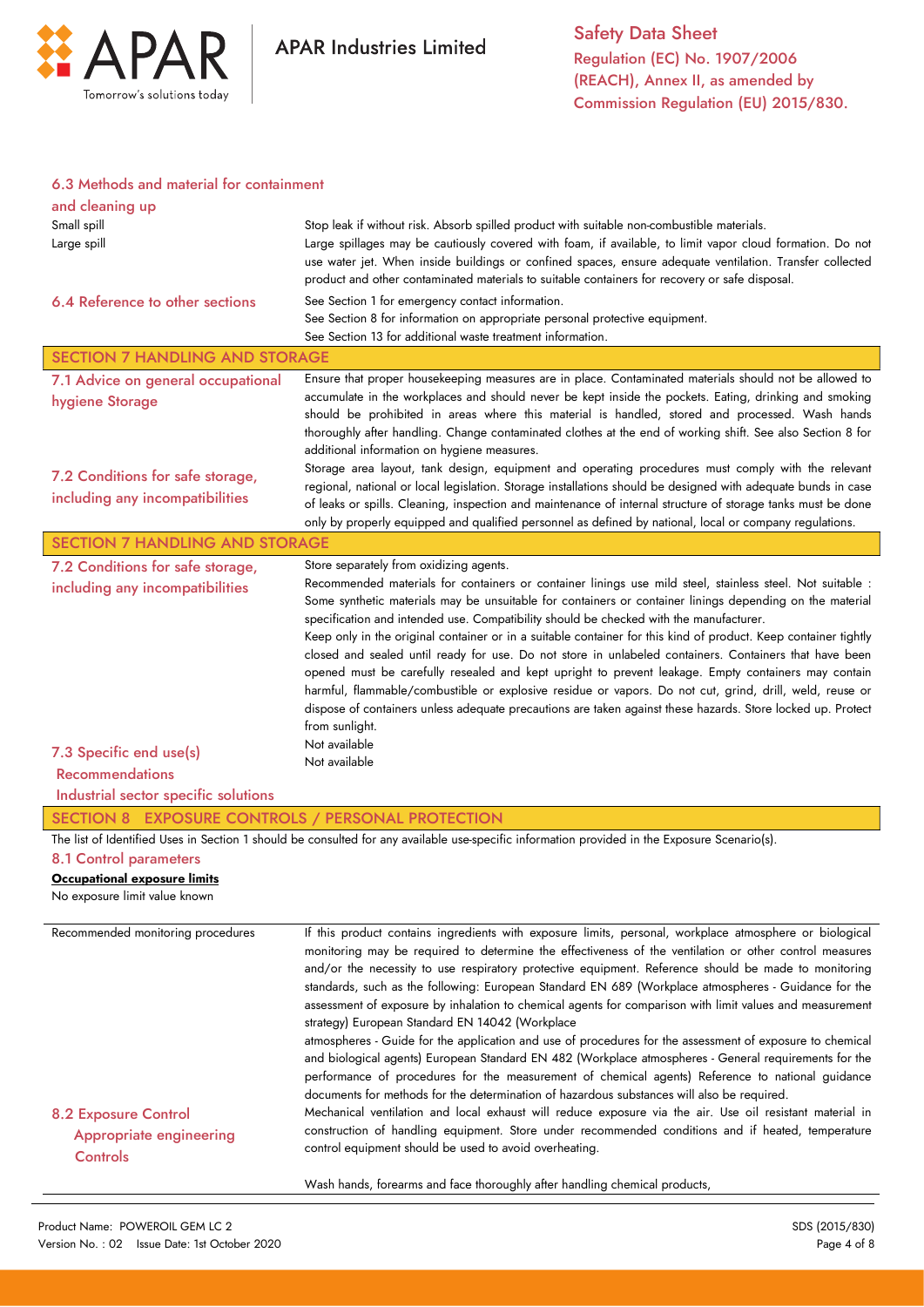### 6.3 Methods and material for containment and cleaning up

| | |
|---|---|
| Small spill | Stop leak if without risk. Absorb spilled product with suitable non-combustible materials. |
| Large spill | Large spillages may be cautiously covered with foam, if available, to limit vapor cloud formation. Do not use water jet. When inside buildings or confined spaces, ensure adequate ventilation. Transfer collected product and other contaminated materials to suitable containers for recovery or safe disposal. |

### 6.4 Reference to other sections

See Section 1 for emergency contact information.
See Section 8 for information on appropriate personal protective equipment.
See Section 13 for additional waste treatment information.

## SECTION 7 HANDLING AND STORAGE

### 7.1 Advice on general occupational hygiene Storage

Ensure that proper housekeeping measures are in place. Contaminated materials should not be allowed to accumulate in the workplaces and should never be kept inside the pockets. Eating, drinking and smoking should be prohibited in areas where this material is handled, stored and processed. Wash hands thoroughly after handling. Change contaminated clothes at the end of working shift. See also Section 8 for additional information on hygiene measures.

### 7.2 Conditions for safe storage, including any incompatibilities

Storage area layout, tank design, equipment and operating procedures must comply with the relevant regional, national or local legislation. Storage installations should be designed with adequate bunds in case of leaks or spills. Cleaning, inspection and maintenance of internal structure of storage tanks must be done only by properly equipped and qualified personnel as defined by national, local or company regulations.

## SECTION 7 HANDLING AND STORAGE

### 7.2 Conditions for safe storage, including any incompatibilities

Store separately from oxidizing agents.
Recommended materials for containers or container linings use mild steel, stainless steel. Not suitable : Some synthetic materials may be unsuitable for containers or container linings depending on the material specification and intended use. Compatibility should be checked with the manufacturer.
Keep only in the original container or in a suitable container for this kind of product. Keep container tightly closed and sealed until ready for use. Do not store in unlabeled containers. Containers that have been opened must be carefully resealed and kept upright to prevent leakage. Empty containers may contain harmful, flammable/combustible or explosive residue or vapors. Do not cut, grind, drill, weld, reuse or dispose of containers unless adequate precautions are taken against these hazards. Store locked up. Protect from sunlight.

### 7.3 Specific end use(s)

| | |
|---|---|
| Recommendations | Not available |
| Industrial sector specific solutions | Not available |

## SECTION 8 EXPOSURE CONTROLS / PERSONAL PROTECTION

The list of Identified Uses in Section 1 should be consulted for any available use-specific information provided in the Exposure Scenario(s).

### 8.1 Control parameters

**Occupational exposure limits**

No exposure limit value known

| | |
|---|---|
| Recommended monitoring procedures | If this product contains ingredients with exposure limits, personal, workplace atmosphere or biological monitoring may be required to determine the effectiveness of the ventilation or other control measures and/or the necessity to use respiratory protective equipment. Reference should be made to monitoring standards, such as the following: European Standard EN 689 (Workplace atmospheres - Guidance for the assessment of exposure by inhalation to chemical agents for comparison with limit values and measurement strategy) European Standard EN 14042 (Workplace atmospheres - Guide for the application and use of procedures for the assessment of exposure to chemical and biological agents) European Standard EN 482 (Workplace atmospheres - General requirements for the performance of procedures for the measurement of chemical agents) Reference to national guidance documents for methods for the determination of hazardous substances will also be required. |

### 8.2 Exposure Control

**Appropriate engineering Controls**

Mechanical ventilation and local exhaust will reduce exposure via the air. Use oil resistant material in construction of handling equipment. Store under recommended conditions and if heated, temperature control equipment should be used to avoid overheating.

Wash hands, forearms and face thoroughly after handling chemical products,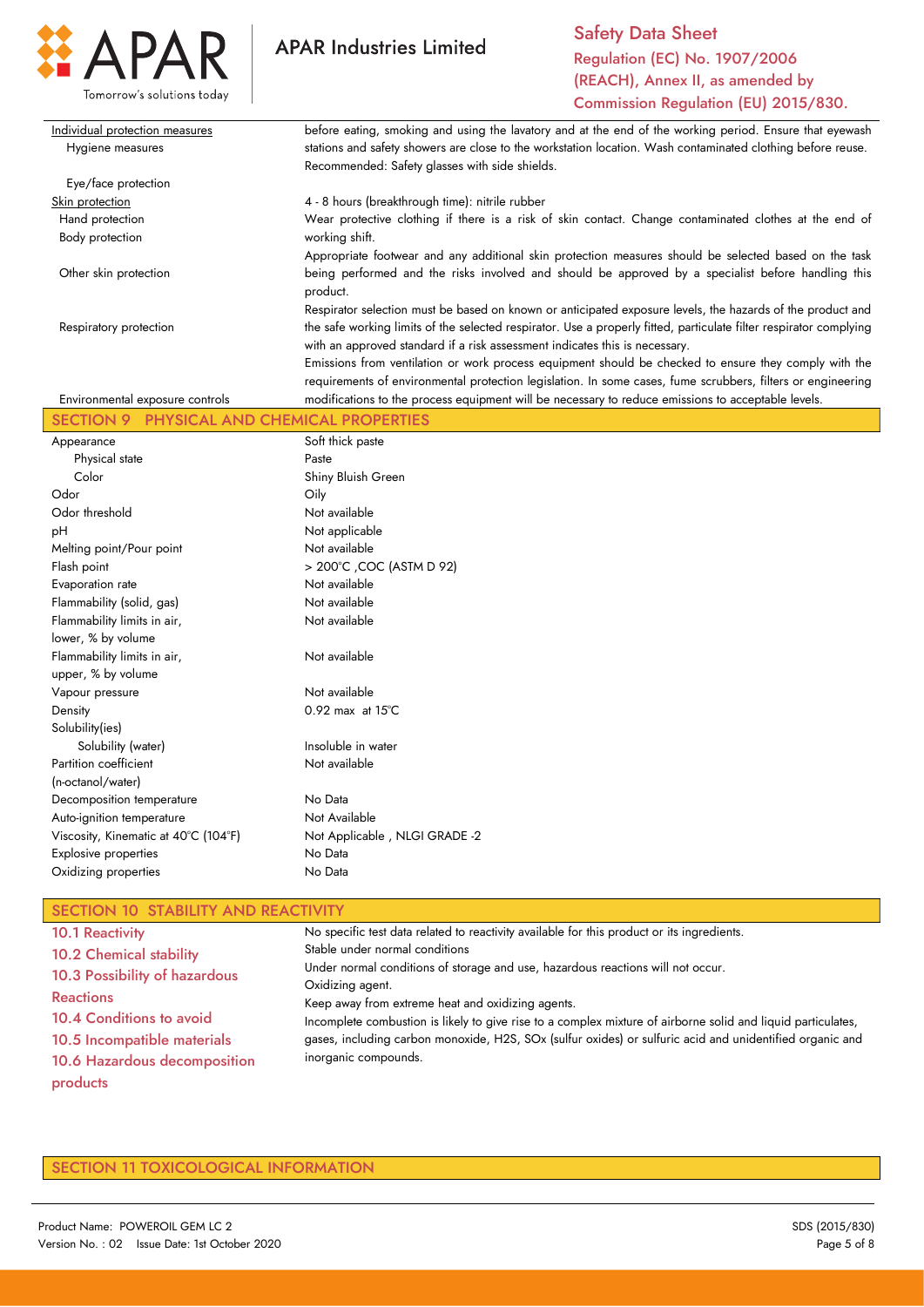| | |
|---|---|
| Individual protection measures | |
| Hygiene measures | before eating, smoking and using the lavatory and at the end of the working period. Ensure that eyewash stations and safety showers are close to the workstation location. Wash contaminated clothing before reuse. |
| Eye/face protection | Recommended: Safety glasses with side shields. |
| Skin protection | |
| Hand protection | 4 - 8 hours (breakthrough time): nitrile rubber |
| Body protection | Wear protective clothing if there is a risk of skin contact. Change contaminated clothes at the end of working shift. |
| Other skin protection | Appropriate footwear and any additional skin protection measures should be selected based on the task being performed and the risks involved and should be approved by a specialist before handling this product. |
| Respiratory protection | Respirator selection must be based on known or anticipated exposure levels, the hazards of the product and the safe working limits of the selected respirator. Use a properly fitted, particulate filter respirator complying with an approved standard if a risk assessment indicates this is necessary. |
| Environmental exposure controls | Emissions from ventilation or work process equipment should be checked to ensure they comply with the requirements of environmental protection legislation. In some cases, fume scrubbers, filters or engineering modifications to the process equipment will be necessary to reduce emissions to acceptable levels. |

## SECTION 9 PHYSICAL AND CHEMICAL PROPERTIES

| | |
|---|---|
| Appearance | Soft thick paste |
| Physical state | Paste |
| Color | Shiny Bluish Green |
| Odor | Oily |
| Odor threshold | Not available |
| pH | Not applicable |
| Melting point/Pour point | Not available |
| Flash point | > 200°C ,COC (ASTM D 92) |
| Evaporation rate | Not available |
| Flammability (solid, gas) | Not available |
| Flammability limits in air, lower, % by volume | Not available |
| Flammability limits in air, upper, % by volume | Not available |
| Vapour pressure | Not available |
| Density | 0.92 max at 15°C |
| Solubility(ies) | |
| Solubility (water) | Insoluble in water |
| Partition coefficient (n-octanol/water) | Not available |
| Decomposition temperature | No Data |
| Auto-ignition temperature | Not Available |
| Viscosity, Kinematic at 40°C (104°F) | Not Applicable , NLGI GRADE -2 |
| Explosive properties | No Data |
| Oxidizing properties | No Data |

## SECTION 10 STABILITY AND REACTIVITY

| | |
|---|---|
| 10.1 Reactivity | No specific test data related to reactivity available for this product or its ingredients. |
| 10.2 Chemical stability | Stable under normal conditions |
| 10.3 Possibility of hazardous Reactions | Under normal conditions of storage and use, hazardous reactions will not occur. |
| 10.4 Conditions to avoid | Oxidizing agent. |
| 10.5 Incompatible materials | Keep away from extreme heat and oxidizing agents. |
| 10.6 Hazardous decomposition products | Incomplete combustion is likely to give rise to a complex mixture of airborne solid and liquid particulates, gases, including carbon monoxide, $H_2S$, $SO_x$ (sulfur oxides) or sulfuric acid and unidentified organic and inorganic compounds. |

## SECTION 11 TOXICOLOGICAL INFORMATION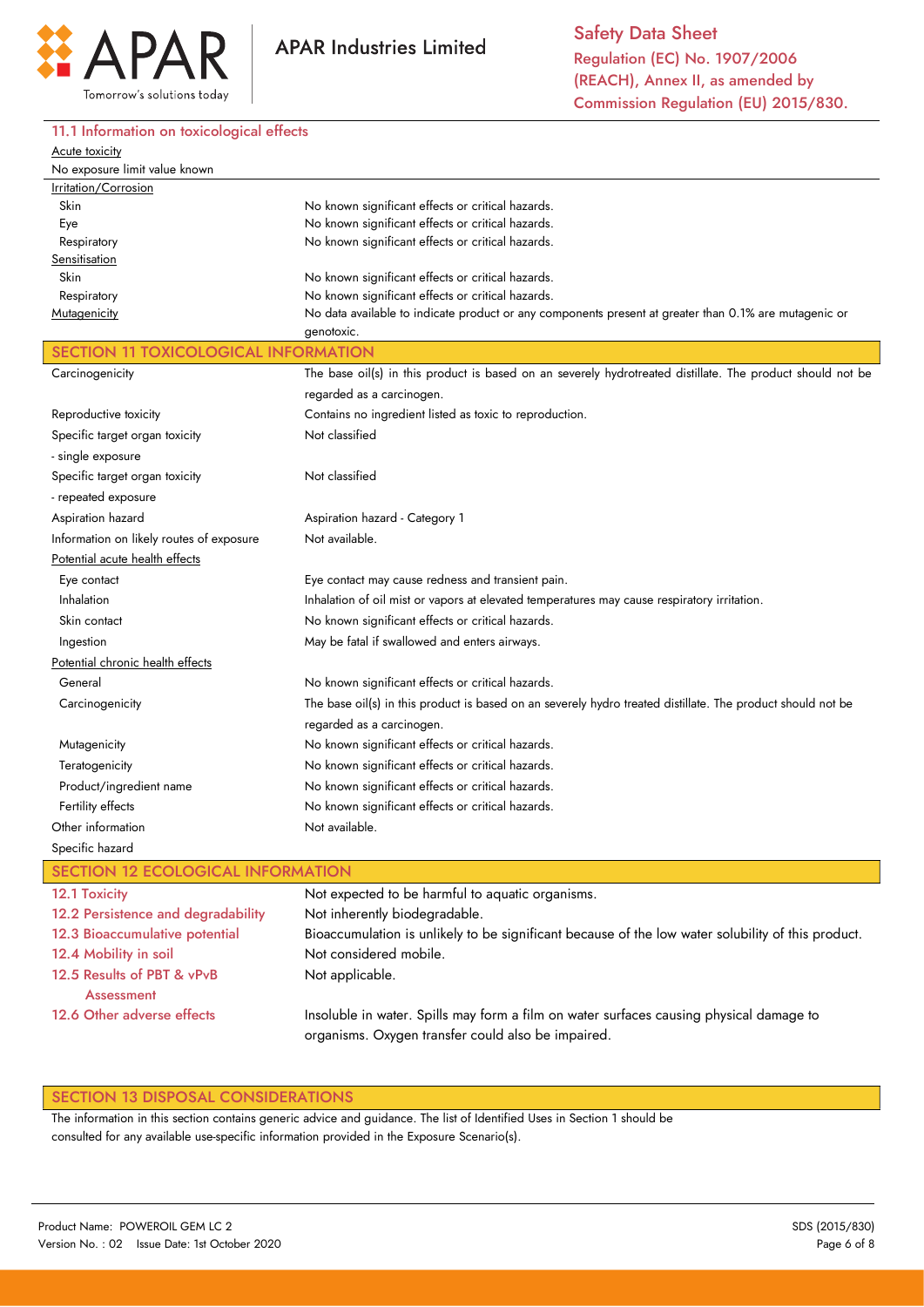### 11.1 Information on toxicological effects

Acute toxicity

No exposure limit value known

| | |
|---|---|
| Irritation/Corrosion | |
| Skin | No known significant effects or critical hazards. |
| Eye | No known significant effects or critical hazards. |
| Respiratory | No known significant effects or critical hazards. |
| Sensitisation | |
| Skin | No known significant effects or critical hazards. |
| Respiratory | No known significant effects or critical hazards. |
| Mutagenicity | No data available to indicate product or any components present at greater than 0.1% are mutagenic or genotoxic. |

## SECTION 11 TOXICOLOGICAL INFORMATION

| | |
|---|---|
| Carcinogenicity | The base oil(s) in this product is based on an severely hydrotreated distillate. The product should not be regarded as a carcinogen. |
| Reproductive toxicity | Contains no ingredient listed as toxic to reproduction. |
| Specific target organ toxicity - single exposure | Not classified |
| Specific target organ toxicity - repeated exposure | Not classified |
| Aspiration hazard | Aspiration hazard - Category 1 |
| Information on likely routes of exposure | Not available. |
| Potential acute health effects | |
| Eye contact | Eye contact may cause redness and transient pain. |
| Inhalation | Inhalation of oil mist or vapors at elevated temperatures may cause respiratory irritation. |
| Skin contact | No known significant effects or critical hazards. |
| Ingestion | May be fatal if swallowed and enters airways. |
| Potential chronic health effects | |
| General | No known significant effects or critical hazards. |
| Carcinogenicity | The base oil(s) in this product is based on an severely hydro treated distillate. The product should not be regarded as a carcinogen. |
| Mutagenicity | No known significant effects or critical hazards. |
| Teratogenicity | No known significant effects or critical hazards. |
| Product/ingredient name | No known significant effects or critical hazards. |
| Fertility effects | No known significant effects or critical hazards. |
| Other information | Not available. |
| Specific hazard | |

## SECTION 12 ECOLOGICAL INFORMATION

| | |
|---|---|
| 12.1 Toxicity | Not expected to be harmful to aquatic organisms. |
| 12.2 Persistence and degradability | Not inherently biodegradable. |
| 12.3 Bioaccumulative potential | Bioaccumulation is unlikely to be significant because of the low water solubility of this product. |
| 12.4 Mobility in soil | Not considered mobile. |
| 12.5 Results of PBT & vPvB Assessment | Not applicable. |
| 12.6 Other adverse effects | Insoluble in water. Spills may form a film on water surfaces causing physical damage to organisms. Oxygen transfer could also be impaired. |

## SECTION 13 DISPOSAL CONSIDERATIONS

The information in this section contains generic advice and guidance. The list of Identified Uses in Section 1 should be consulted for any available use-specific information provided in the Exposure Scenario(s).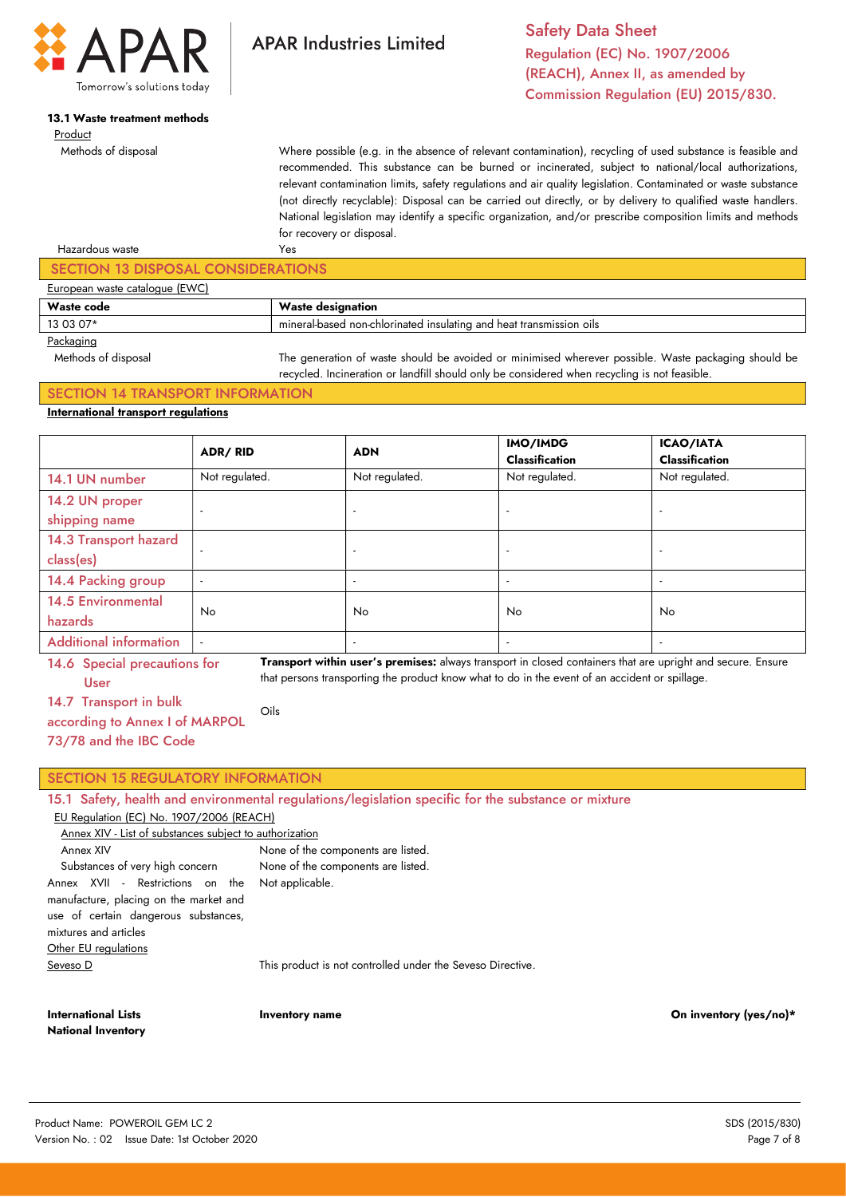**13.1 Waste treatment methods**

Product

| | |
|---|---|
| Methods of disposal | Where possible (e.g. in the absence of relevant contamination), recycling of used substance is feasible and recommended. This substance can be burned or incinerated, subject to national/local authorizations, relevant contamination limits, safety regulations and air quality legislation. Contaminated or waste substance (not directly recyclable): Disposal can be carried out directly, or by delivery to qualified waste handlers. National legislation may identify a specific organization, and/or prescribe composition limits and methods for recovery or disposal. |
| Hazardous waste | Yes |

## SECTION 13 DISPOSAL CONSIDERATIONS

European waste catalogue (EWC)

| Waste code | Waste designation |
|---|---|
| 13 03 07* | mineral-based non-chlorinated insulating and heat transmission oils |

Packaging

| | |
|---|---|
| Methods of disposal | The generation of waste should be avoided or minimised wherever possible. Waste packaging should be recycled. Incineration or landfill should only be considered when recycling is not feasible. |

## SECTION 14 TRANSPORT INFORMATION

**International transport regulations**

| | ADR/ RID | ADN | IMO/IMDG Classification | ICAO/IATA Classification |
|---|---|---|---|---|
| 14.1 UN number | Not regulated. | Not regulated. | Not regulated. | Not regulated. |
| 14.2 UN proper shipping name | - | - | - | - |
| 14.3 Transport hazard class(es) | - | - | - | - |
| 14.4 Packing group | - | - | - | - |
| 14.5 Environmental hazards | No | No | No | No |
| Additional information | - | - | - | - |

| | |
|---|---|
| 14.6 Special precautions for User | **Transport within user's premises:** always transport in closed containers that are upright and secure. Ensure that persons transporting the product know what to do in the event of an accident or spillage. |
| 14.7 Transport in bulk according to Annex I of MARPOL 73/78 and the IBC Code | Oils |

## SECTION 15 REGULATORY INFORMATION

### 15.1 Safety, health and environmental regulations/legislation specific for the substance or mixture

EU Regulation (EC) No. 1907/2006 (REACH)

Annex XIV - List of substances subject to authorization

| | |
|---|---|
| Annex XIV | None of the components are listed. |
| Substances of very high concern | None of the components are listed. |
| Annex XVII - Restrictions on the manufacture, placing on the market and use of certain dangerous substances, mixtures and articles | Not applicable. |

Other EU regulations

| | |
|---|---|
| Seveso D | This product is not controlled under the Seveso Directive. |

| International Lists National Inventory | Inventory name | On inventory (yes/no)* |
|---|---|---|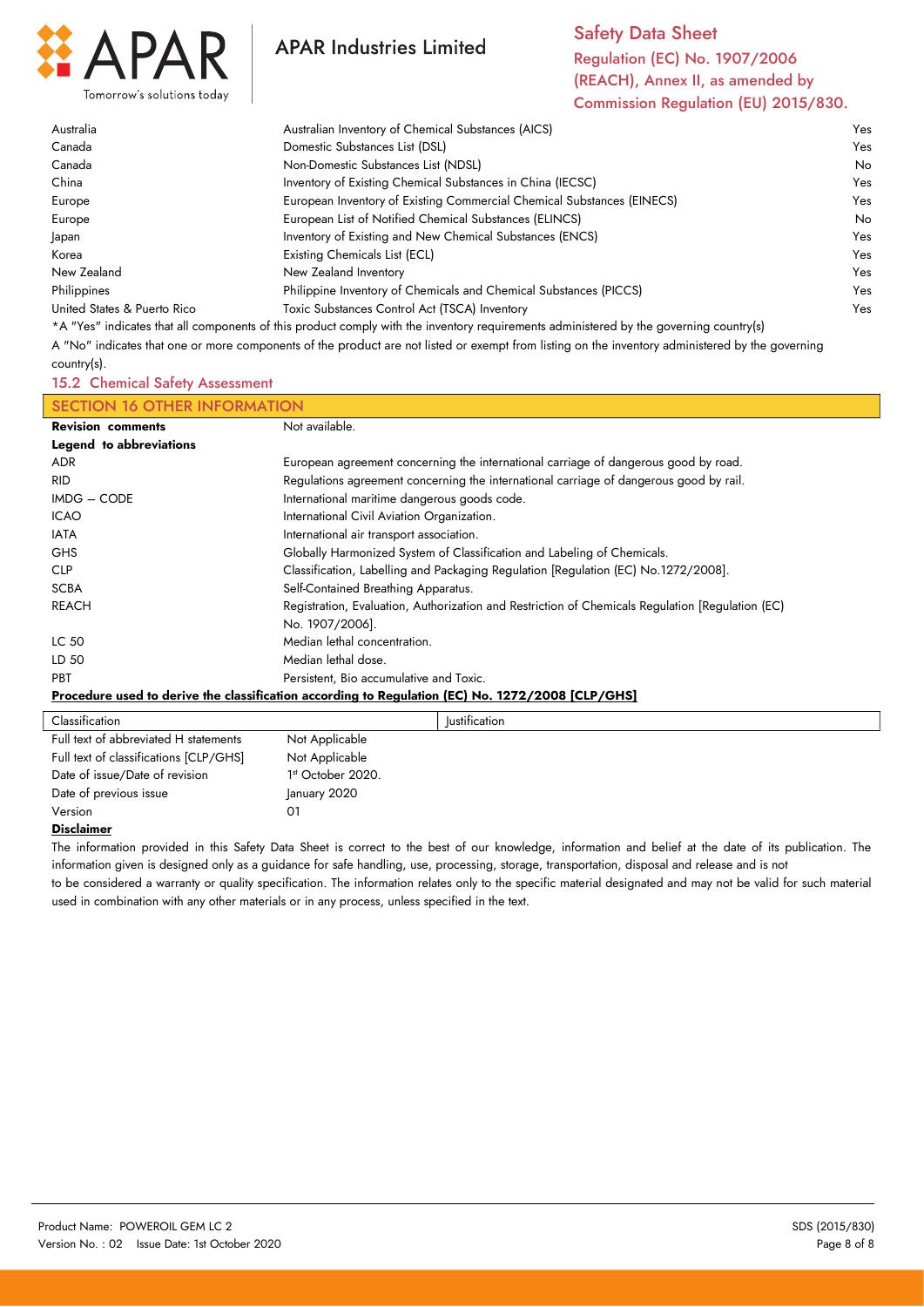| | | |
|---|---|---|
| Australia | Australian Inventory of Chemical Substances (AICS) | Yes |
| Canada | Domestic Substances List (DSL) | Yes |
| Canada | Non-Domestic Substances List (NDSL) | No |
| China | Inventory of Existing Chemical Substances in China (IECSC) | Yes |
| Europe | European Inventory of Existing Commercial Chemical Substances (EINECS) | Yes |
| Europe | European List of Notified Chemical Substances (ELINCS) | No |
| Japan | Inventory of Existing and New Chemical Substances (ENCS) | Yes |
| Korea | Existing Chemicals List (ECL) | Yes |
| New Zealand | New Zealand Inventory | Yes |
| Philippines | Philippine Inventory of Chemicals and Chemical Substances (PICCS) | Yes |
| United States & Puerto Rico | Toxic Substances Control Act (TSCA) Inventory | Yes |

*A "Yes" indicates that all components of this product comply with the inventory requirements administered by the governing country(s)

A "No" indicates that one or more components of the product are not listed or exempt from listing on the inventory administered by the governing country(s).

### 15.2 Chemical Safety Assessment

## SECTION 16 OTHER INFORMATION

| | |
|---|---|
| **Revision comments** | Not available. |
| **Legend to abbreviations** | |
| ADR | European agreement concerning the international carriage of dangerous good by road. |
| RID | Regulations agreement concerning the international carriage of dangerous good by rail. |
| IMDG – CODE | International maritime dangerous goods code. |
| ICAO | International Civil Aviation Organization. |
| IATA | International air transport association. |
| GHS | Globally Harmonized System of Classification and Labeling of Chemicals. |
| CLP | Classification, Labelling and Packaging Regulation [Regulation (EC) No.1272/2008]. |
| SCBA | Self-Contained Breathing Apparatus. |
| REACH | Registration, Evaluation, Authorization and Restriction of Chemicals Regulation [Regulation (EC) No. 1907/2006]. |
| LC 50 | Median lethal concentration. |
| LD 50 | Median lethal dose. |
| PBT | Persistent, Bio accumulative and Toxic. |

**Procedure used to derive the classification according to Regulation (EC) No. 1272/2008 [CLP/GHS]**

| Classification | Justification |
|---|---|
| | |

| | |
|---|---|
| Full text of abbreviated H statements | Not Applicable |
| Full text of classifications [CLP/GHS] | Not Applicable |
| Date of issue/Date of revision | 1st October 2020. |
| Date of previous issue | January 2020 |
| Version | 01 |

**Disclaimer**

The information provided in this Safety Data Sheet is correct to the best of our knowledge, information and belief at the date of its publication. The information given is designed only as a guidance for safe handling, use, processing, storage, transportation, disposal and release and is not to be considered a warranty or quality specification. The information relates only to the specific material designated and may not be valid for such material used in combination with any other materials or in any process, unless specified in the text.